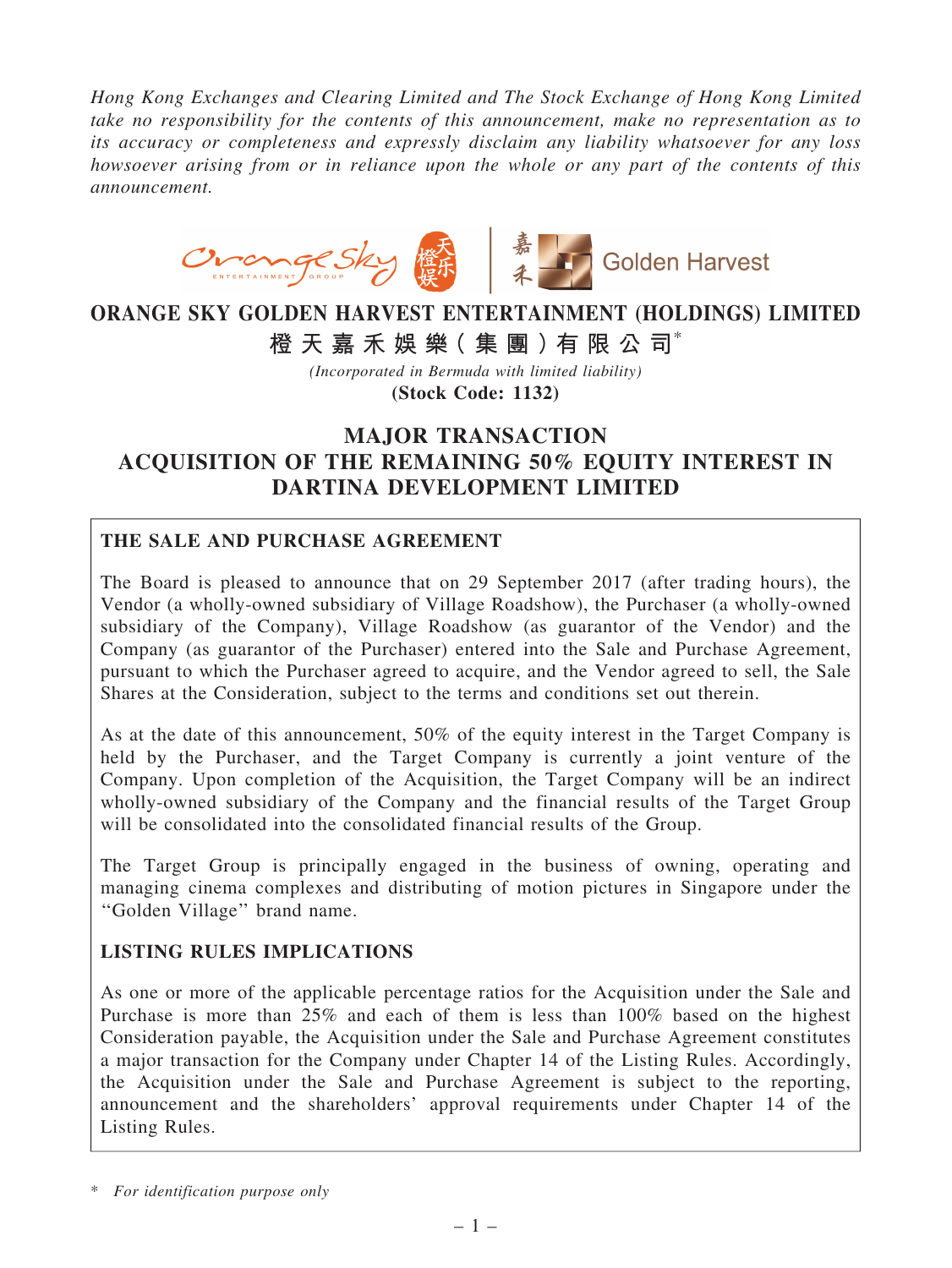*Hong Kong Exchanges and Clearing Limited and The Stock Exchange of Hong Kong Limited take no responsibility for the contents of this announcement, make no representation as to its accuracy or completeness and expressly disclaim any liability whatsoever for any loss howsoever arising from or in reliance upon the whole or any part of the contents of this announcement.*

# ORANGE SKY GOLDEN HARVEST ENTERTAINMENT (HOLDINGS) LIMITED

# 橙天嘉禾娛樂（集團）有限公司*

*(Incorporated in Bermuda with limited liability)*

**(Stock Code: 1132)**

# MAJOR TRANSACTION ACQUISITION OF THE REMAINING 50% EQUITY INTEREST IN DARTINA DEVELOPMENT LIMITED

## THE SALE AND PURCHASE AGREEMENT

The Board is pleased to announce that on 29 September 2017 (after trading hours), the Vendor (a wholly-owned subsidiary of Village Roadshow), the Purchaser (a wholly-owned subsidiary of the Company), Village Roadshow (as guarantor of the Vendor) and the Company (as guarantor of the Purchaser) entered into the Sale and Purchase Agreement, pursuant to which the Purchaser agreed to acquire, and the Vendor agreed to sell, the Sale Shares at the Consideration, subject to the terms and conditions set out therein.

As at the date of this announcement, 50% of the equity interest in the Target Company is held by the Purchaser, and the Target Company is currently a joint venture of the Company. Upon completion of the Acquisition, the Target Company will be an indirect wholly-owned subsidiary of the Company and the financial results of the Target Group will be consolidated into the consolidated financial results of the Group.

The Target Group is principally engaged in the business of owning, operating and managing cinema complexes and distributing of motion pictures in Singapore under the "Golden Village" brand name.

## LISTING RULES IMPLICATIONS

As one or more of the applicable percentage ratios for the Acquisition under the Sale and Purchase is more than 25% and each of them is less than 100% based on the highest Consideration payable, the Acquisition under the Sale and Purchase Agreement constitutes a major transaction for the Company under Chapter 14 of the Listing Rules. Accordingly, the Acquisition under the Sale and Purchase Agreement is subject to the reporting, announcement and the shareholders' approval requirements under Chapter 14 of the Listing Rules.

\* *For identification purpose only*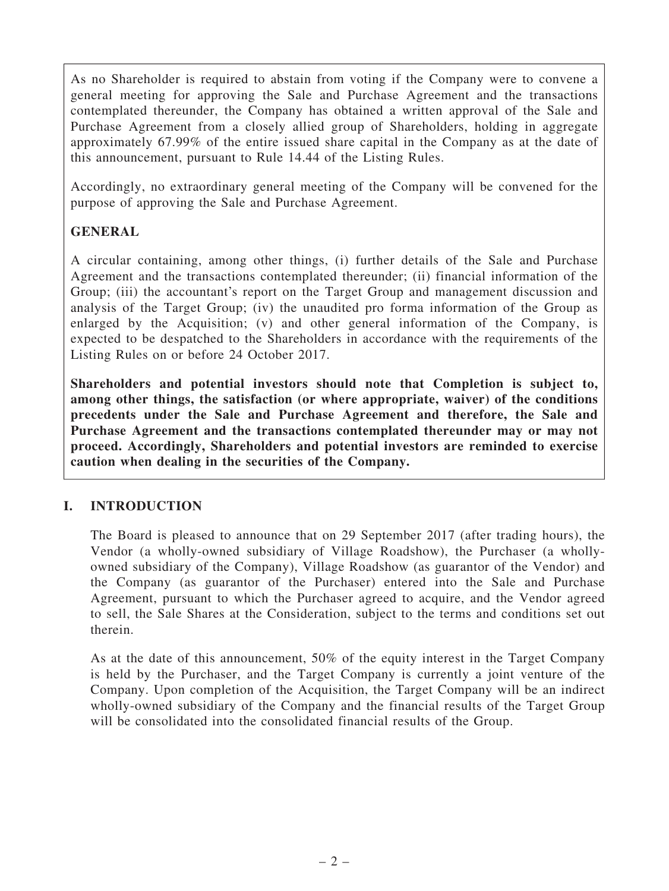As no Shareholder is required to abstain from voting if the Company were to convene a general meeting for approving the Sale and Purchase Agreement and the transactions contemplated thereunder, the Company has obtained a written approval of the Sale and Purchase Agreement from a closely allied group of Shareholders, holding in aggregate approximately 67.99% of the entire issued share capital in the Company as at the date of this announcement, pursuant to Rule 14.44 of the Listing Rules.

Accordingly, no extraordinary general meeting of the Company will be convened for the purpose of approving the Sale and Purchase Agreement.

**GENERAL**

A circular containing, among other things, (i) further details of the Sale and Purchase Agreement and the transactions contemplated thereunder; (ii) financial information of the Group; (iii) the accountant's report on the Target Group and management discussion and analysis of the Target Group; (iv) the unaudited pro forma information of the Group as enlarged by the Acquisition; (v) and other general information of the Company, is expected to be despatched to the Shareholders in accordance with the requirements of the Listing Rules on or before 24 October 2017.

**Shareholders and potential investors should note that Completion is subject to, among other things, the satisfaction (or where appropriate, waiver) of the conditions precedents under the Sale and Purchase Agreement and therefore, the Sale and Purchase Agreement and the transactions contemplated thereunder may or may not proceed. Accordingly, Shareholders and potential investors are reminded to exercise caution when dealing in the securities of the Company.**

## I. INTRODUCTION

The Board is pleased to announce that on 29 September 2017 (after trading hours), the Vendor (a wholly-owned subsidiary of Village Roadshow), the Purchaser (a wholly-owned subsidiary of the Company), Village Roadshow (as guarantor of the Vendor) and the Company (as guarantor of the Purchaser) entered into the Sale and Purchase Agreement, pursuant to which the Purchaser agreed to acquire, and the Vendor agreed to sell, the Sale Shares at the Consideration, subject to the terms and conditions set out therein.

As at the date of this announcement, 50% of the equity interest in the Target Company is held by the Purchaser, and the Target Company is currently a joint venture of the Company. Upon completion of the Acquisition, the Target Company will be an indirect wholly-owned subsidiary of the Company and the financial results of the Target Group will be consolidated into the consolidated financial results of the Group.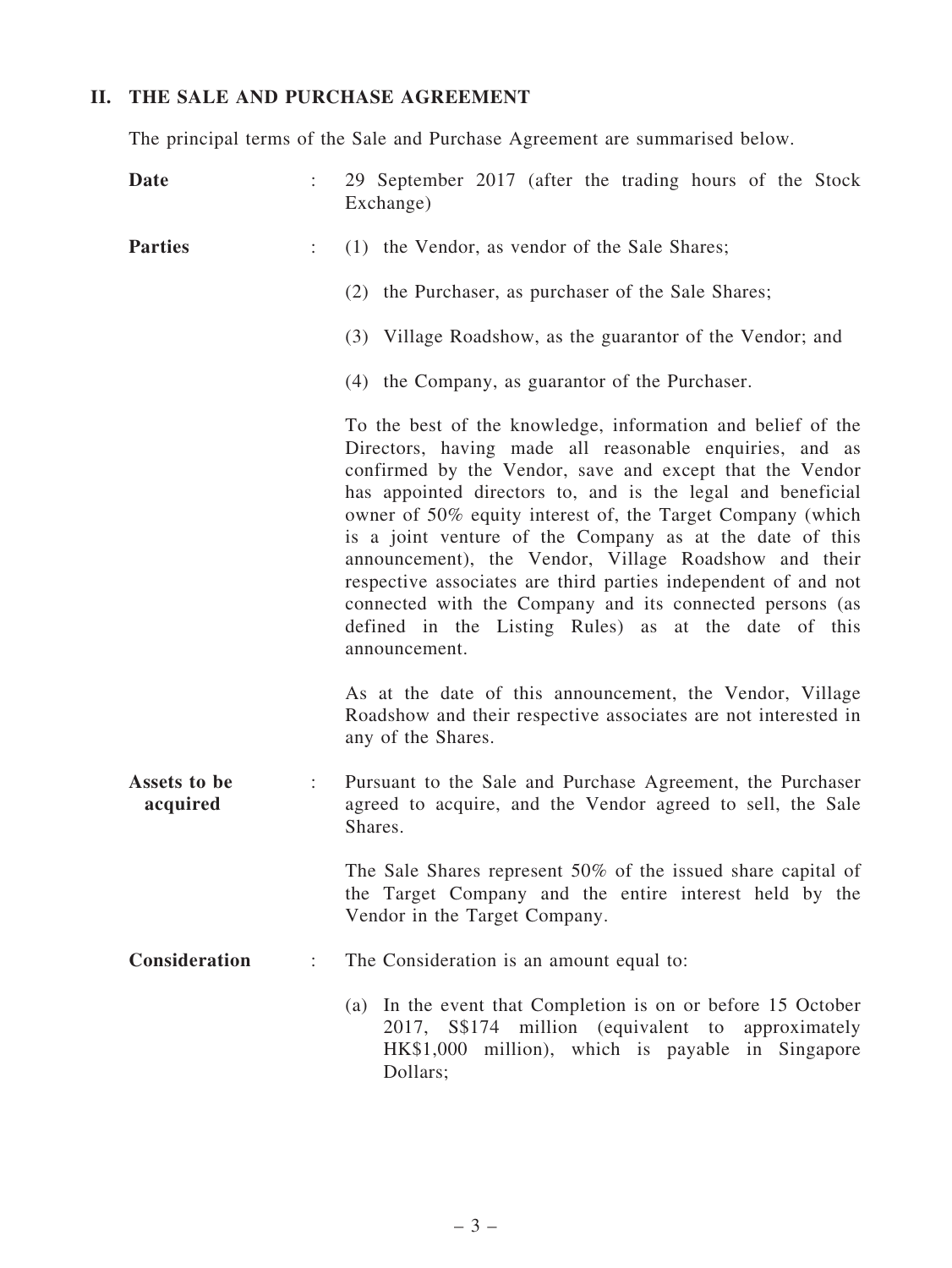## II. THE SALE AND PURCHASE AGREEMENT

The principal terms of the Sale and Purchase Agreement are summarised below.

**Date** : 29 September 2017 (after the trading hours of the Stock Exchange)

**Parties** :

(1) the Vendor, as vendor of the Sale Shares;

(2) the Purchaser, as purchaser of the Sale Shares;

(3) Village Roadshow, as the guarantor of the Vendor; and

(4) the Company, as guarantor of the Purchaser.

To the best of the knowledge, information and belief of the Directors, having made all reasonable enquiries, and as confirmed by the Vendor, save and except that the Vendor has appointed directors to, and is the legal and beneficial owner of 50% equity interest of, the Target Company (which is a joint venture of the Company as at the date of this announcement), the Vendor, Village Roadshow and their respective associates are third parties independent of and not connected with the Company and its connected persons (as defined in the Listing Rules) as at the date of this announcement.

As at the date of this announcement, the Vendor, Village Roadshow and their respective associates are not interested in any of the Shares.

**Assets to be acquired** : Pursuant to the Sale and Purchase Agreement, the Purchaser agreed to acquire, and the Vendor agreed to sell, the Sale Shares.

The Sale Shares represent 50% of the issued share capital of the Target Company and the entire interest held by the Vendor in the Target Company.

**Consideration** : The Consideration is an amount equal to:

(a) In the event that Completion is on or before 15 October 2017, S$174 million (equivalent to approximately HK$1,000 million), which is payable in Singapore Dollars;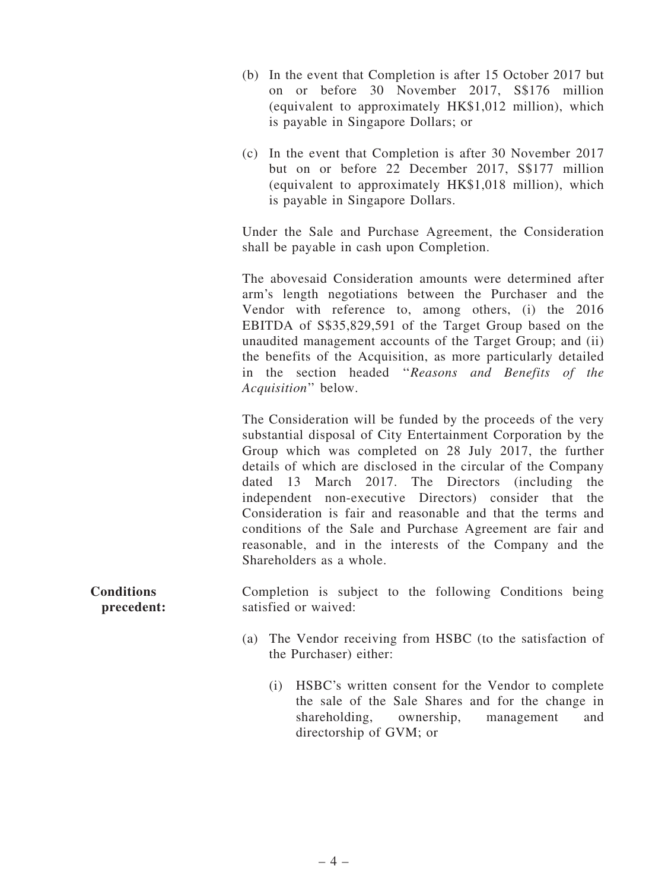(b) In the event that Completion is after 15 October 2017 but on or before 30 November 2017, S$176 million (equivalent to approximately HK$1,012 million), which is payable in Singapore Dollars; or

(c) In the event that Completion is after 30 November 2017 but on or before 22 December 2017, S$177 million (equivalent to approximately HK$1,018 million), which is payable in Singapore Dollars.

Under the Sale and Purchase Agreement, the Consideration shall be payable in cash upon Completion.

The abovesaid Consideration amounts were determined after arm's length negotiations between the Purchaser and the Vendor with reference to, among others, (i) the 2016 EBITDA of S$35,829,591 of the Target Group based on the unaudited management accounts of the Target Group; and (ii) the benefits of the Acquisition, as more particularly detailed in the section headed "*Reasons and Benefits of the Acquisition*" below.

The Consideration will be funded by the proceeds of the very substantial disposal of City Entertainment Corporation by the Group which was completed on 28 July 2017, the further details of which are disclosed in the circular of the Company dated 13 March 2017. The Directors (including the independent non-executive Directors) consider that the Consideration is fair and reasonable and that the terms and conditions of the Sale and Purchase Agreement are fair and reasonable, and in the interests of the Company and the Shareholders as a whole.

**Conditions precedent:** Completion is subject to the following Conditions being satisfied or waived:

(a) The Vendor receiving from HSBC (to the satisfaction of the Purchaser) either:

(i) HSBC's written consent for the Vendor to complete the sale of the Sale Shares and for the change in shareholding, ownership, management and directorship of GVM; or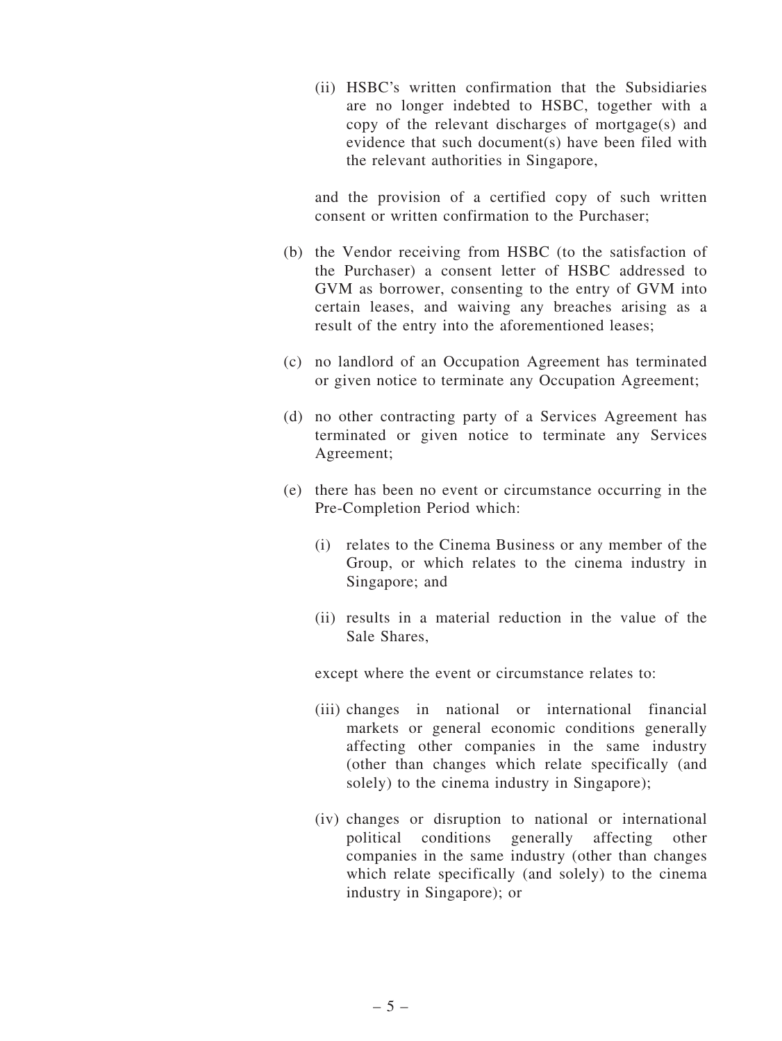(ii) HSBC's written confirmation that the Subsidiaries are no longer indebted to HSBC, together with a copy of the relevant discharges of mortgage(s) and evidence that such document(s) have been filed with the relevant authorities in Singapore,

and the provision of a certified copy of such written consent or written confirmation to the Purchaser;

(b) the Vendor receiving from HSBC (to the satisfaction of the Purchaser) a consent letter of HSBC addressed to GVM as borrower, consenting to the entry of GVM into certain leases, and waiving any breaches arising as a result of the entry into the aforementioned leases;

(c) no landlord of an Occupation Agreement has terminated or given notice to terminate any Occupation Agreement;

(d) no other contracting party of a Services Agreement has terminated or given notice to terminate any Services Agreement;

(e) there has been no event or circumstance occurring in the Pre-Completion Period which:

(i) relates to the Cinema Business or any member of the Group, or which relates to the cinema industry in Singapore; and

(ii) results in a material reduction in the value of the Sale Shares,

except where the event or circumstance relates to:

(iii) changes in national or international financial markets or general economic conditions generally affecting other companies in the same industry (other than changes which relate specifically (and solely) to the cinema industry in Singapore);

(iv) changes or disruption to national or international political conditions generally affecting other companies in the same industry (other than changes which relate specifically (and solely) to the cinema industry in Singapore); or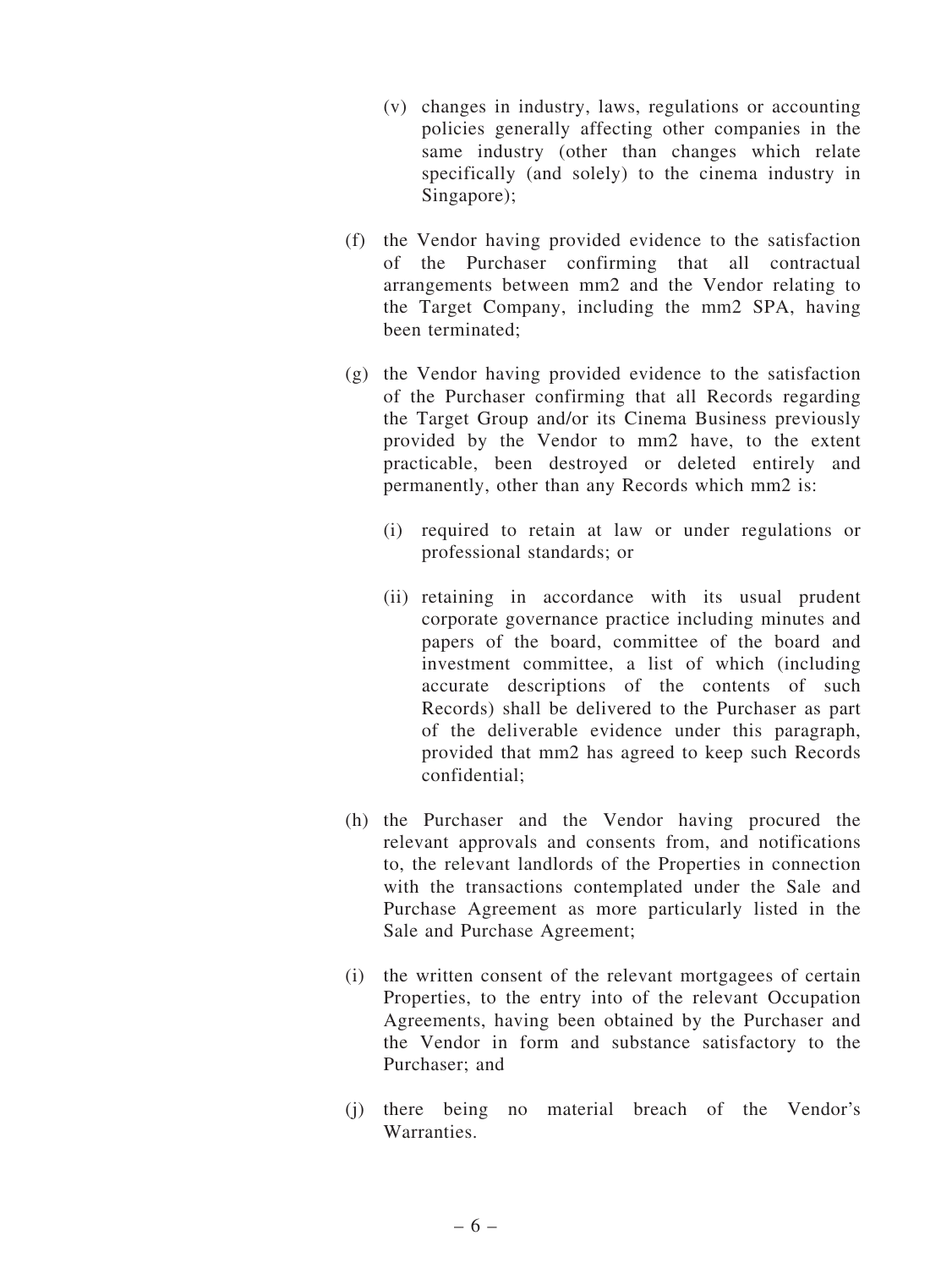(v) changes in industry, laws, regulations or accounting policies generally affecting other companies in the same industry (other than changes which relate specifically (and solely) to the cinema industry in Singapore);

(f) the Vendor having provided evidence to the satisfaction of the Purchaser confirming that all contractual arrangements between mm2 and the Vendor relating to the Target Company, including the mm2 SPA, having been terminated;

(g) the Vendor having provided evidence to the satisfaction of the Purchaser confirming that all Records regarding the Target Group and/or its Cinema Business previously provided by the Vendor to mm2 have, to the extent practicable, been destroyed or deleted entirely and permanently, other than any Records which mm2 is:

   (i) required to retain at law or under regulations or professional standards; or

   (ii) retaining in accordance with its usual prudent corporate governance practice including minutes and papers of the board, committee of the board and investment committee, a list of which (including accurate descriptions of the contents of such Records) shall be delivered to the Purchaser as part of the deliverable evidence under this paragraph, provided that mm2 has agreed to keep such Records confidential;

(h) the Purchaser and the Vendor having procured the relevant approvals and consents from, and notifications to, the relevant landlords of the Properties in connection with the transactions contemplated under the Sale and Purchase Agreement as more particularly listed in the Sale and Purchase Agreement;

(i) the written consent of the relevant mortgagees of certain Properties, to the entry into of the relevant Occupation Agreements, having been obtained by the Purchaser and the Vendor in form and substance satisfactory to the Purchaser; and

(j) there being no material breach of the Vendor's Warranties.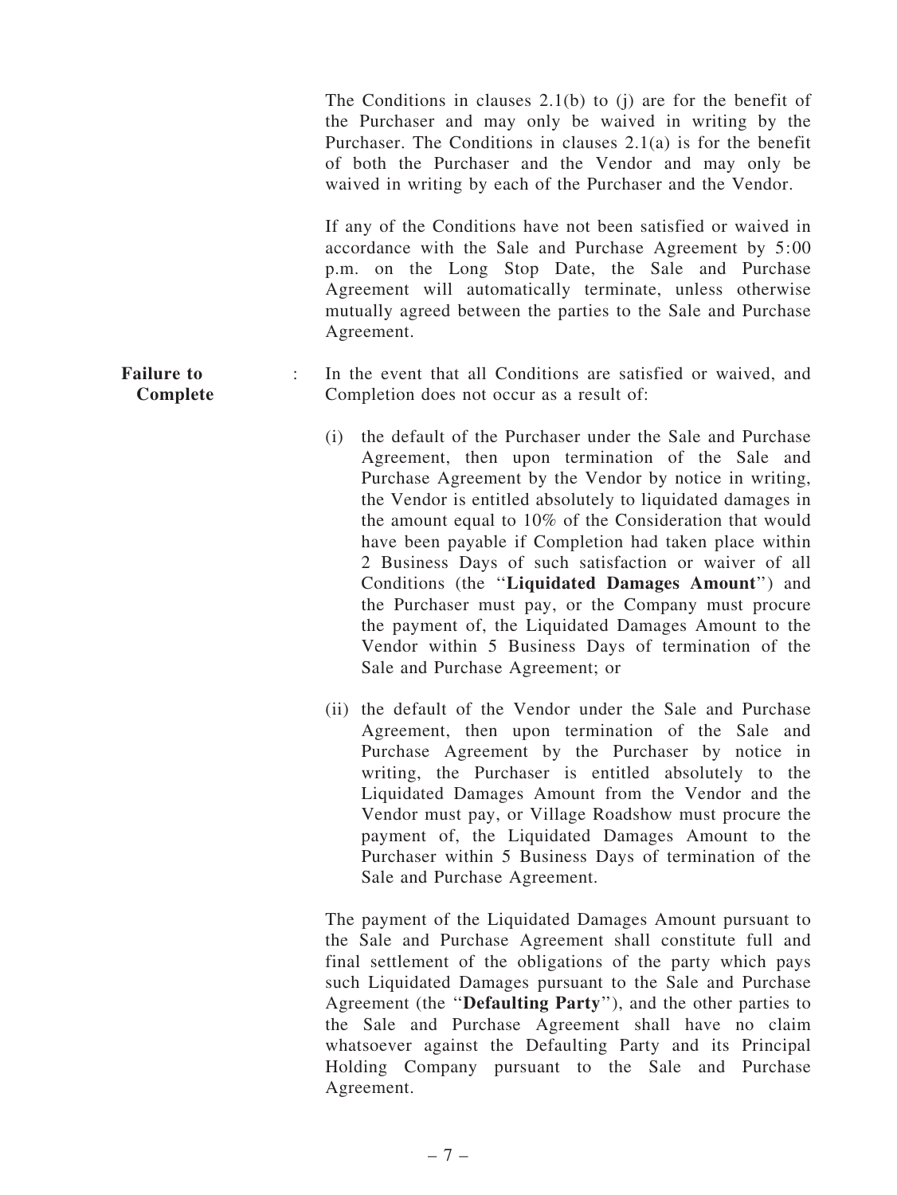The Conditions in clauses 2.1(b) to (j) are for the benefit of the Purchaser and may only be waived in writing by the Purchaser. The Conditions in clauses 2.1(a) is for the benefit of both the Purchaser and the Vendor and may only be waived in writing by each of the Purchaser and the Vendor.

If any of the Conditions have not been satisfied or waived in accordance with the Sale and Purchase Agreement by 5:00 p.m. on the Long Stop Date, the Sale and Purchase Agreement will automatically terminate, unless otherwise mutually agreed between the parties to the Sale and Purchase Agreement.

**Failure to Complete** : In the event that all Conditions are satisfied or waived, and Completion does not occur as a result of:

(i) the default of the Purchaser under the Sale and Purchase Agreement, then upon termination of the Sale and Purchase Agreement by the Vendor by notice in writing, the Vendor is entitled absolutely to liquidated damages in the amount equal to 10% of the Consideration that would have been payable if Completion had taken place within 2 Business Days of such satisfaction or waiver of all Conditions (the "**Liquidated Damages Amount**") and the Purchaser must pay, or the Company must procure the payment of, the Liquidated Damages Amount to the Vendor within 5 Business Days of termination of the Sale and Purchase Agreement; or

(ii) the default of the Vendor under the Sale and Purchase Agreement, then upon termination of the Sale and Purchase Agreement by the Purchaser by notice in writing, the Purchaser is entitled absolutely to the Liquidated Damages Amount from the Vendor and the Vendor must pay, or Village Roadshow must procure the payment of, the Liquidated Damages Amount to the Purchaser within 5 Business Days of termination of the Sale and Purchase Agreement.

The payment of the Liquidated Damages Amount pursuant to the Sale and Purchase Agreement shall constitute full and final settlement of the obligations of the party which pays such Liquidated Damages pursuant to the Sale and Purchase Agreement (the "**Defaulting Party**"), and the other parties to the Sale and Purchase Agreement shall have no claim whatsoever against the Defaulting Party and its Principal Holding Company pursuant to the Sale and Purchase Agreement.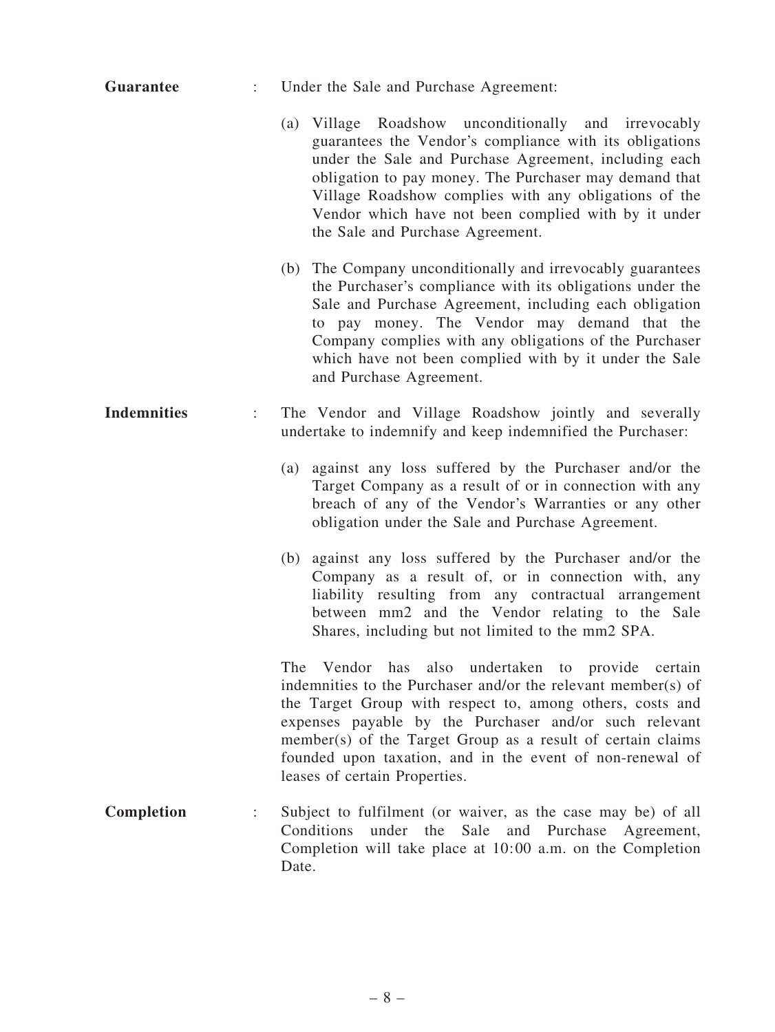**Guarantee** : Under the Sale and Purchase Agreement:

(a) Village Roadshow unconditionally and irrevocably guarantees the Vendor's compliance with its obligations under the Sale and Purchase Agreement, including each obligation to pay money. The Purchaser may demand that Village Roadshow complies with any obligations of the Vendor which have not been complied with by it under the Sale and Purchase Agreement.

(b) The Company unconditionally and irrevocably guarantees the Purchaser's compliance with its obligations under the Sale and Purchase Agreement, including each obligation to pay money. The Vendor may demand that the Company complies with any obligations of the Purchaser which have not been complied with by it under the Sale and Purchase Agreement.

**Indemnities** : The Vendor and Village Roadshow jointly and severally undertake to indemnify and keep indemnified the Purchaser:

(a) against any loss suffered by the Purchaser and/or the Target Company as a result of or in connection with any breach of any of the Vendor's Warranties or any other obligation under the Sale and Purchase Agreement.

(b) against any loss suffered by the Purchaser and/or the Company as a result of, or in connection with, any liability resulting from any contractual arrangement between mm2 and the Vendor relating to the Sale Shares, including but not limited to the mm2 SPA.

The Vendor has also undertaken to provide certain indemnities to the Purchaser and/or the relevant member(s) of the Target Group with respect to, among others, costs and expenses payable by the Purchaser and/or such relevant member(s) of the Target Group as a result of certain claims founded upon taxation, and in the event of non-renewal of leases of certain Properties.

**Completion** : Subject to fulfilment (or waiver, as the case may be) of all Conditions under the Sale and Purchase Agreement, Completion will take place at 10:00 a.m. on the Completion Date.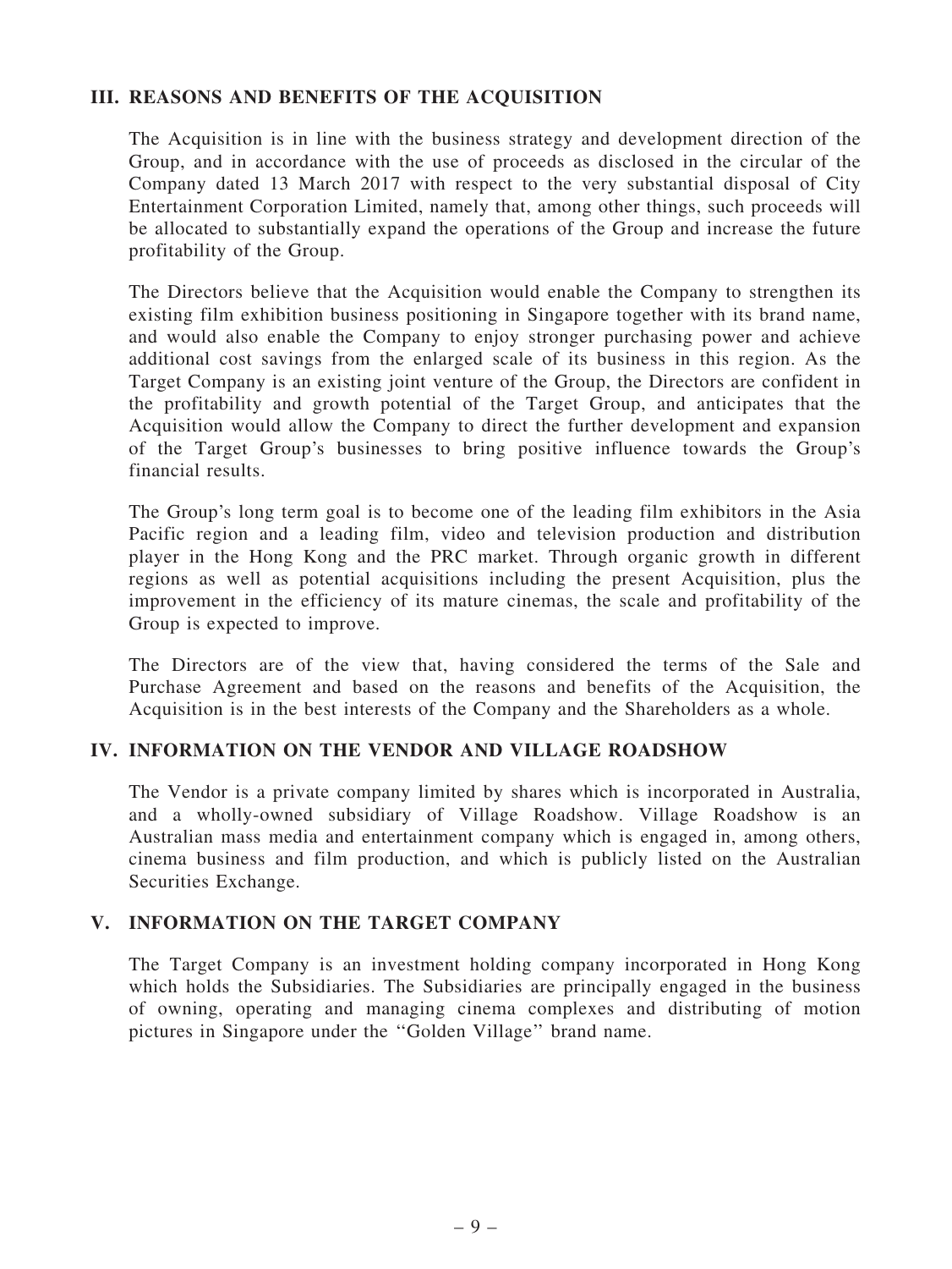## III. REASONS AND BENEFITS OF THE ACQUISITION

The Acquisition is in line with the business strategy and development direction of the Group, and in accordance with the use of proceeds as disclosed in the circular of the Company dated 13 March 2017 with respect to the very substantial disposal of City Entertainment Corporation Limited, namely that, among other things, such proceeds will be allocated to substantially expand the operations of the Group and increase the future profitability of the Group.

The Directors believe that the Acquisition would enable the Company to strengthen its existing film exhibition business positioning in Singapore together with its brand name, and would also enable the Company to enjoy stronger purchasing power and achieve additional cost savings from the enlarged scale of its business in this region. As the Target Company is an existing joint venture of the Group, the Directors are confident in the profitability and growth potential of the Target Group, and anticipates that the Acquisition would allow the Company to direct the further development and expansion of the Target Group's businesses to bring positive influence towards the Group's financial results.

The Group's long term goal is to become one of the leading film exhibitors in the Asia Pacific region and a leading film, video and television production and distribution player in the Hong Kong and the PRC market. Through organic growth in different regions as well as potential acquisitions including the present Acquisition, plus the improvement in the efficiency of its mature cinemas, the scale and profitability of the Group is expected to improve.

The Directors are of the view that, having considered the terms of the Sale and Purchase Agreement and based on the reasons and benefits of the Acquisition, the Acquisition is in the best interests of the Company and the Shareholders as a whole.

## IV. INFORMATION ON THE VENDOR AND VILLAGE ROADSHOW

The Vendor is a private company limited by shares which is incorporated in Australia, and a wholly-owned subsidiary of Village Roadshow. Village Roadshow is an Australian mass media and entertainment company which is engaged in, among others, cinema business and film production, and which is publicly listed on the Australian Securities Exchange.

## V. INFORMATION ON THE TARGET COMPANY

The Target Company is an investment holding company incorporated in Hong Kong which holds the Subsidiaries. The Subsidiaries are principally engaged in the business of owning, operating and managing cinema complexes and distributing of motion pictures in Singapore under the ''Golden Village'' brand name.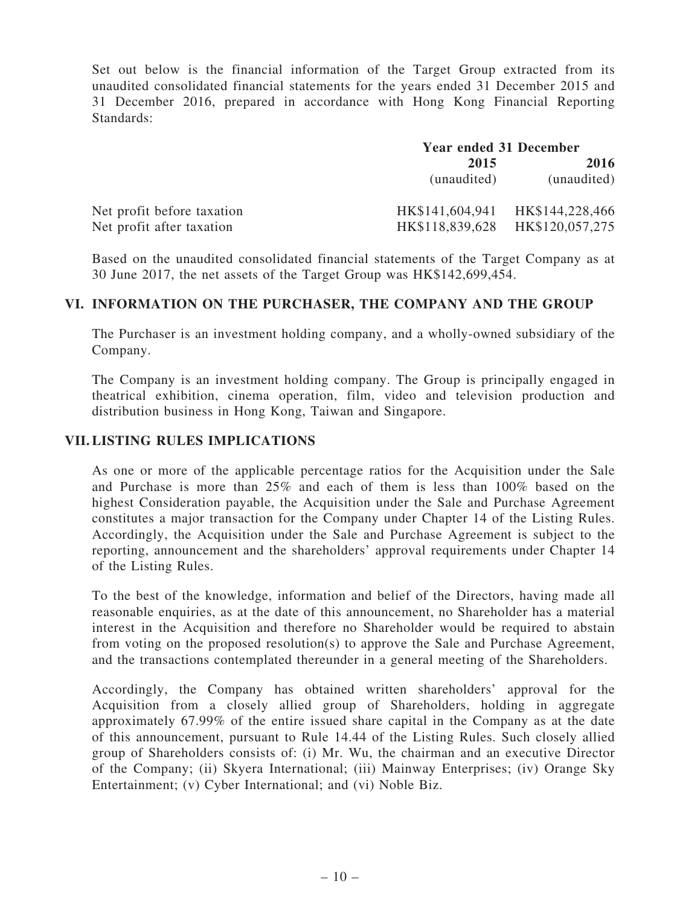Set out below is the financial information of the Target Group extracted from its unaudited consolidated financial statements for the years ended 31 December 2015 and 31 December 2016, prepared in accordance with Hong Kong Financial Reporting Standards:

| | Year ended 31 December | |
|---|---|---|
| | **2015** | **2016** |
| | (unaudited) | (unaudited) |
| Net profit before taxation | HK$141,604,941 | HK$144,228,466 |
| Net profit after taxation | HK$118,839,628 | HK$120,057,275 |

Based on the unaudited consolidated financial statements of the Target Company as at 30 June 2017, the net assets of the Target Group was HK$142,699,454.

## VI. INFORMATION ON THE PURCHASER, THE COMPANY AND THE GROUP

The Purchaser is an investment holding company, and a wholly-owned subsidiary of the Company.

The Company is an investment holding company. The Group is principally engaged in theatrical exhibition, cinema operation, film, video and television production and distribution business in Hong Kong, Taiwan and Singapore.

## VII. LISTING RULES IMPLICATIONS

As one or more of the applicable percentage ratios for the Acquisition under the Sale and Purchase is more than 25% and each of them is less than 100% based on the highest Consideration payable, the Acquisition under the Sale and Purchase Agreement constitutes a major transaction for the Company under Chapter 14 of the Listing Rules. Accordingly, the Acquisition under the Sale and Purchase Agreement is subject to the reporting, announcement and the shareholders' approval requirements under Chapter 14 of the Listing Rules.

To the best of the knowledge, information and belief of the Directors, having made all reasonable enquiries, as at the date of this announcement, no Shareholder has a material interest in the Acquisition and therefore no Shareholder would be required to abstain from voting on the proposed resolution(s) to approve the Sale and Purchase Agreement, and the transactions contemplated thereunder in a general meeting of the Shareholders.

Accordingly, the Company has obtained written shareholders' approval for the Acquisition from a closely allied group of Shareholders, holding in aggregate approximately 67.99% of the entire issued share capital in the Company as at the date of this announcement, pursuant to Rule 14.44 of the Listing Rules. Such closely allied group of Shareholders consists of: (i) Mr. Wu, the chairman and an executive Director of the Company; (ii) Skyera International; (iii) Mainway Enterprises; (iv) Orange Sky Entertainment; (v) Cyber International; and (vi) Noble Biz.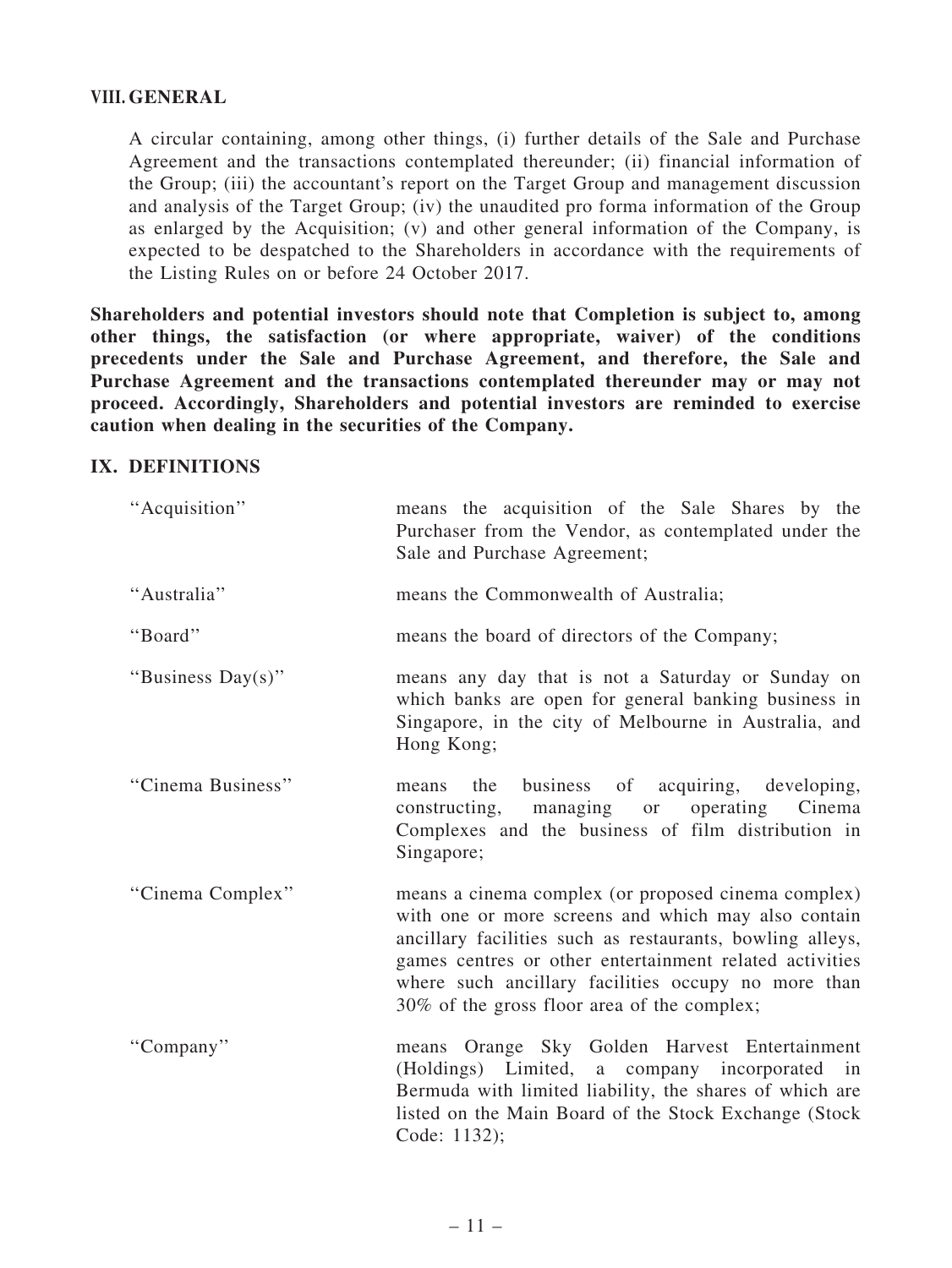## VIII. GENERAL

A circular containing, among other things, (i) further details of the Sale and Purchase Agreement and the transactions contemplated thereunder; (ii) financial information of the Group; (iii) the accountant's report on the Target Group and management discussion and analysis of the Target Group; (iv) the unaudited pro forma information of the Group as enlarged by the Acquisition; (v) and other general information of the Company, is expected to be despatched to the Shareholders in accordance with the requirements of the Listing Rules on or before 24 October 2017.

**Shareholders and potential investors should note that Completion is subject to, among other things, the satisfaction (or where appropriate, waiver) of the conditions precedents under the Sale and Purchase Agreement, and therefore, the Sale and Purchase Agreement and the transactions contemplated thereunder may or may not proceed. Accordingly, Shareholders and potential investors are reminded to exercise caution when dealing in the securities of the Company.**

## IX. DEFINITIONS

| | |
|---|---|
| "Acquisition" | means the acquisition of the Sale Shares by the Purchaser from the Vendor, as contemplated under the Sale and Purchase Agreement; |
| "Australia" | means the Commonwealth of Australia; |
| "Board" | means the board of directors of the Company; |
| "Business Day(s)" | means any day that is not a Saturday or Sunday on which banks are open for general banking business in Singapore, in the city of Melbourne in Australia, and Hong Kong; |
| "Cinema Business" | means the business of acquiring, developing, constructing, managing or operating Cinema Complexes and the business of film distribution in Singapore; |
| "Cinema Complex" | means a cinema complex (or proposed cinema complex) with one or more screens and which may also contain ancillary facilities such as restaurants, bowling alleys, games centres or other entertainment related activities where such ancillary facilities occupy no more than 30% of the gross floor area of the complex; |
| "Company" | means Orange Sky Golden Harvest Entertainment (Holdings) Limited, a company incorporated in Bermuda with limited liability, the shares of which are listed on the Main Board of the Stock Exchange (Stock Code: 1132); |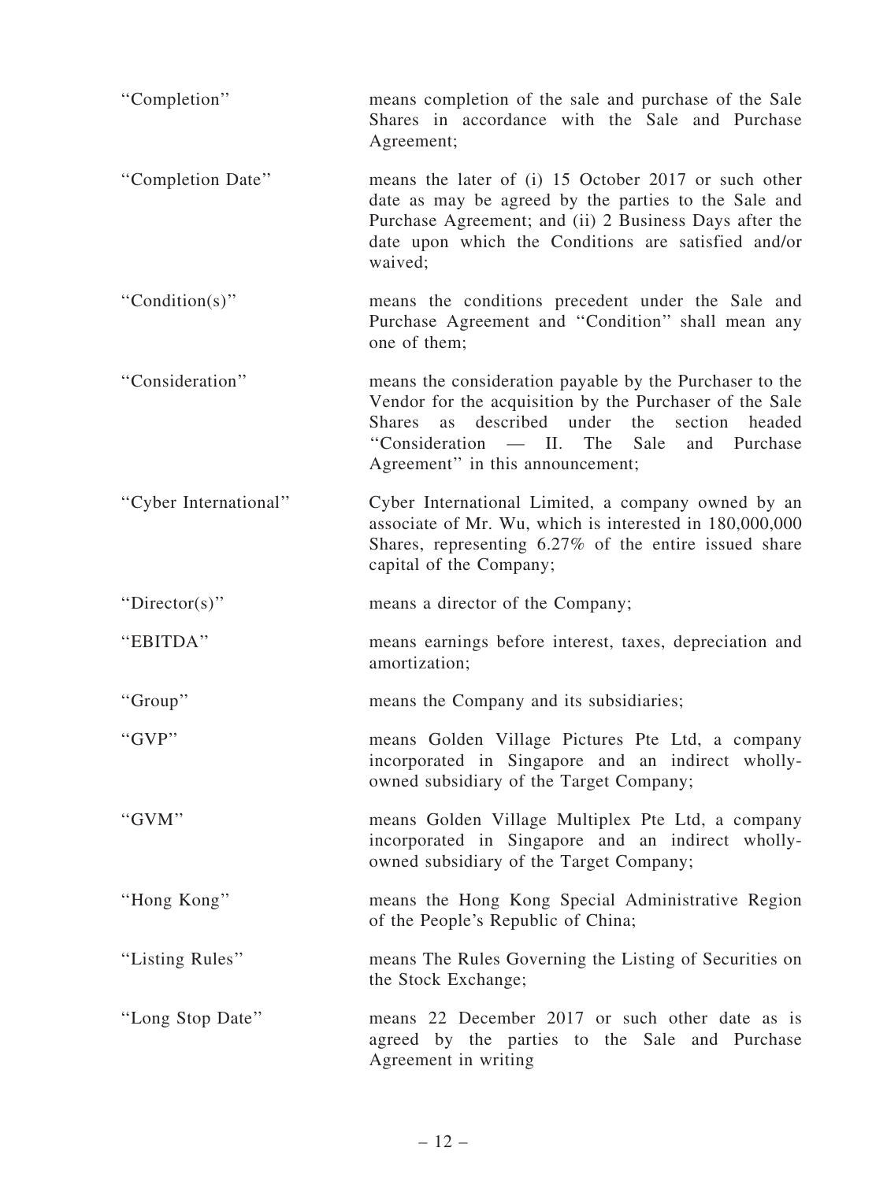| | |
|---|---|
| "Completion" | means completion of the sale and purchase of the Sale Shares in accordance with the Sale and Purchase Agreement; |
| "Completion Date" | means the later of (i) 15 October 2017 or such other date as may be agreed by the parties to the Sale and Purchase Agreement; and (ii) 2 Business Days after the date upon which the Conditions are satisfied and/or waived; |
| "Condition(s)" | means the conditions precedent under the Sale and Purchase Agreement and "Condition" shall mean any one of them; |
| "Consideration" | means the consideration payable by the Purchaser to the Vendor for the acquisition by the Purchaser of the Sale Shares as described under the section headed "Consideration — II. The Sale and Purchase Agreement" in this announcement; |
| "Cyber International" | Cyber International Limited, a company owned by an associate of Mr. Wu, which is interested in 180,000,000 Shares, representing 6.27% of the entire issued share capital of the Company; |
| "Director(s)" | means a director of the Company; |
| "EBITDA" | means earnings before interest, taxes, depreciation and amortization; |
| "Group" | means the Company and its subsidiaries; |
| "GVP" | means Golden Village Pictures Pte Ltd, a company incorporated in Singapore and an indirect wholly-owned subsidiary of the Target Company; |
| "GVM" | means Golden Village Multiplex Pte Ltd, a company incorporated in Singapore and an indirect wholly-owned subsidiary of the Target Company; |
| "Hong Kong" | means the Hong Kong Special Administrative Region of the People's Republic of China; |
| "Listing Rules" | means The Rules Governing the Listing of Securities on the Stock Exchange; |
| "Long Stop Date" | means 22 December 2017 or such other date as is agreed by the parties to the Sale and Purchase Agreement in writing |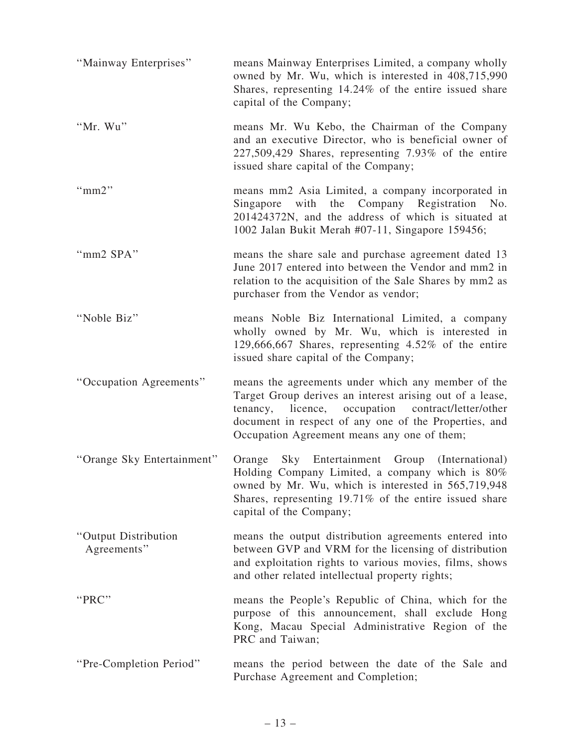| | |
|---|---|
| "Mainway Enterprises" | means Mainway Enterprises Limited, a company wholly owned by Mr. Wu, which is interested in 408,715,990 Shares, representing 14.24% of the entire issued share capital of the Company; |
| "Mr. Wu" | means Mr. Wu Kebo, the Chairman of the Company and an executive Director, who is beneficial owner of 227,509,429 Shares, representing 7.93% of the entire issued share capital of the Company; |
| "mm2" | means mm2 Asia Limited, a company incorporated in Singapore with the Company Registration No. 201424372N, and the address of which is situated at 1002 Jalan Bukit Merah #07-11, Singapore 159456; |
| "mm2 SPA" | means the share sale and purchase agreement dated 13 June 2017 entered into between the Vendor and mm2 in relation to the acquisition of the Sale Shares by mm2 as purchaser from the Vendor as vendor; |
| "Noble Biz" | means Noble Biz International Limited, a company wholly owned by Mr. Wu, which is interested in 129,666,667 Shares, representing 4.52% of the entire issued share capital of the Company; |
| "Occupation Agreements" | means the agreements under which any member of the Target Group derives an interest arising out of a lease, tenancy, licence, occupation contract/letter/other document in respect of any one of the Properties, and Occupation Agreement means any one of them; |
| "Orange Sky Entertainment" | Orange Sky Entertainment Group (International) Holding Company Limited, a company which is 80% owned by Mr. Wu, which is interested in 565,719,948 Shares, representing 19.71% of the entire issued share capital of the Company; |
| "Output Distribution Agreements" | means the output distribution agreements entered into between GVP and VRM for the licensing of distribution and exploitation rights to various movies, films, shows and other related intellectual property rights; |
| "PRC" | means the People's Republic of China, which for the purpose of this announcement, shall exclude Hong Kong, Macau Special Administrative Region of the PRC and Taiwan; |
| "Pre-Completion Period" | means the period between the date of the Sale and Purchase Agreement and Completion; |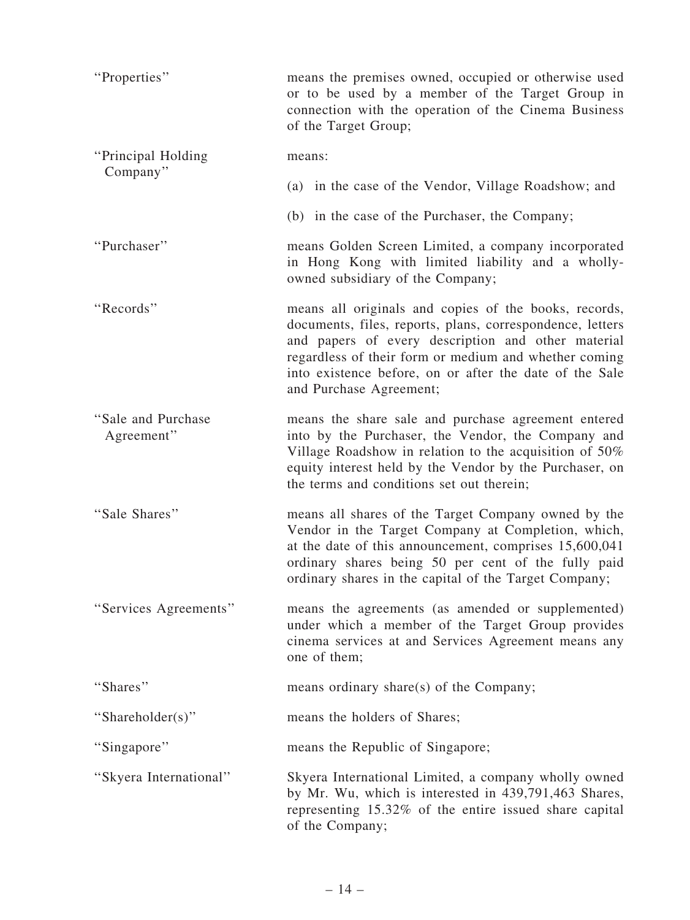| | |
|---|---|
| "Properties" | means the premises owned, occupied or otherwise used or to be used by a member of the Target Group in connection with the operation of the Cinema Business of the Target Group; |
| "Principal Holding Company" | means:<br>(a) in the case of the Vendor, Village Roadshow; and<br>(b) in the case of the Purchaser, the Company; |
| "Purchaser" | means Golden Screen Limited, a company incorporated in Hong Kong with limited liability and a wholly-owned subsidiary of the Company; |
| "Records" | means all originals and copies of the books, records, documents, files, reports, plans, correspondence, letters and papers of every description and other material regardless of their form or medium and whether coming into existence before, on or after the date of the Sale and Purchase Agreement; |
| "Sale and Purchase Agreement" | means the share sale and purchase agreement entered into by the Purchaser, the Vendor, the Company and Village Roadshow in relation to the acquisition of 50% equity interest held by the Vendor by the Purchaser, on the terms and conditions set out therein; |
| "Sale Shares" | means all shares of the Target Company owned by the Vendor in the Target Company at Completion, which, at the date of this announcement, comprises 15,600,041 ordinary shares being 50 per cent of the fully paid ordinary shares in the capital of the Target Company; |
| "Services Agreements" | means the agreements (as amended or supplemented) under which a member of the Target Group provides cinema services at and Services Agreement means any one of them; |
| "Shares" | means ordinary share(s) of the Company; |
| "Shareholder(s)" | means the holders of Shares; |
| "Singapore" | means the Republic of Singapore; |
| "Skyera International" | Skyera International Limited, a company wholly owned by Mr. Wu, which is interested in 439,791,463 Shares, representing 15.32% of the entire issued share capital of the Company; |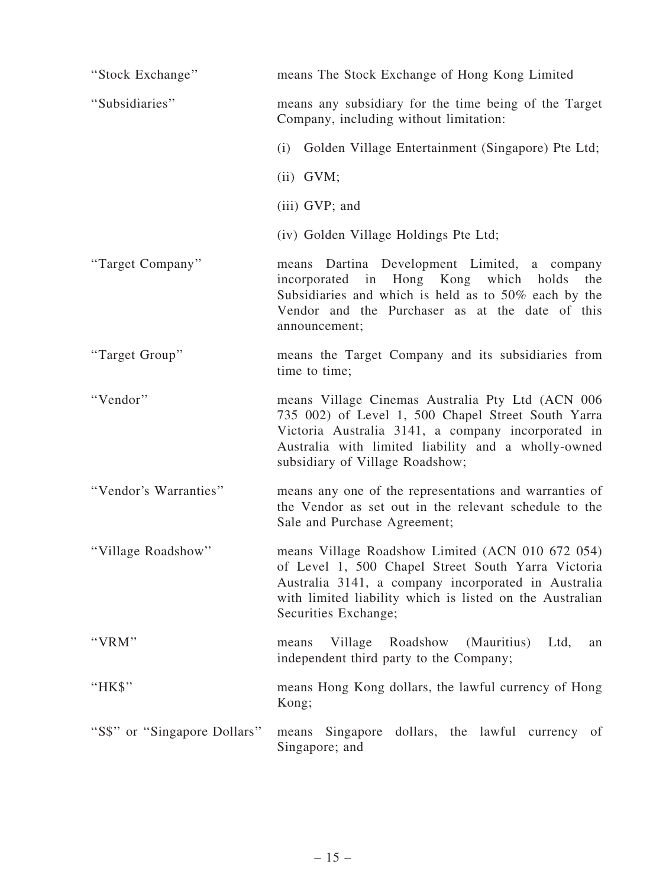| | |
|---|---|
| "Stock Exchange" | means The Stock Exchange of Hong Kong Limited |
| "Subsidiaries" | means any subsidiary for the time being of the Target Company, including without limitation:<br>(i) Golden Village Entertainment (Singapore) Pte Ltd;<br>(ii) GVM;<br>(iii) GVP; and<br>(iv) Golden Village Holdings Pte Ltd; |
| "Target Company" | means Dartina Development Limited, a company incorporated in Hong Kong which holds the Subsidiaries and which is held as to 50% each by the Vendor and the Purchaser as at the date of this announcement; |
| "Target Group" | means the Target Company and its subsidiaries from time to time; |
| "Vendor" | means Village Cinemas Australia Pty Ltd (ACN 006 735 002) of Level 1, 500 Chapel Street South Yarra Victoria Australia 3141, a company incorporated in Australia with limited liability and a wholly-owned subsidiary of Village Roadshow; |
| "Vendor's Warranties" | means any one of the representations and warranties of the Vendor as set out in the relevant schedule to the Sale and Purchase Agreement; |
| "Village Roadshow" | means Village Roadshow Limited (ACN 010 672 054) of Level 1, 500 Chapel Street South Yarra Victoria Australia 3141, a company incorporated in Australia with limited liability which is listed on the Australian Securities Exchange; |
| "VRM" | means Village Roadshow (Mauritius) Ltd, an independent third party to the Company; |
| "HK$" | means Hong Kong dollars, the lawful currency of Hong Kong; |
| "S$" or "Singapore Dollars" | means Singapore dollars, the lawful currency of Singapore; and |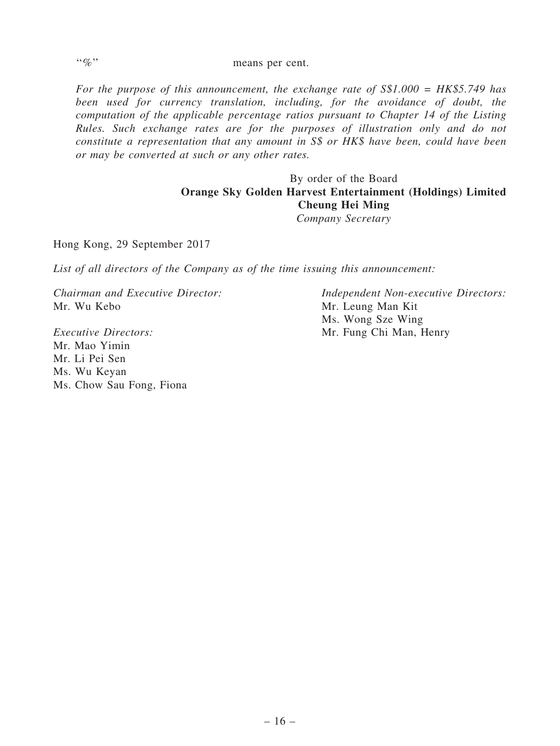"%" means per cent.

*For the purpose of this announcement, the exchange rate of S$1.000 = HK$5.749 has been used for currency translation, including, for the avoidance of doubt, the computation of the applicable percentage ratios pursuant to Chapter 14 of the Listing Rules. Such exchange rates are for the purposes of illustration only and do not constitute a representation that any amount in S$ or HK$ have been, could have been or may be converted at such or any other rates.*

By order of the Board
**Orange Sky Golden Harvest Entertainment (Holdings) Limited**
**Cheung Hei Ming**
*Company Secretary*

Hong Kong, 29 September 2017

*List of all directors of the Company as of the time issuing this announcement:*

*Chairman and Executive Director:*
Mr. Wu Kebo

*Executive Directors:*
Mr. Mao Yimin
Mr. Li Pei Sen
Ms. Wu Keyan
Ms. Chow Sau Fong, Fiona

*Independent Non-executive Directors:*
Mr. Leung Man Kit
Ms. Wong Sze Wing
Mr. Fung Chi Man, Henry